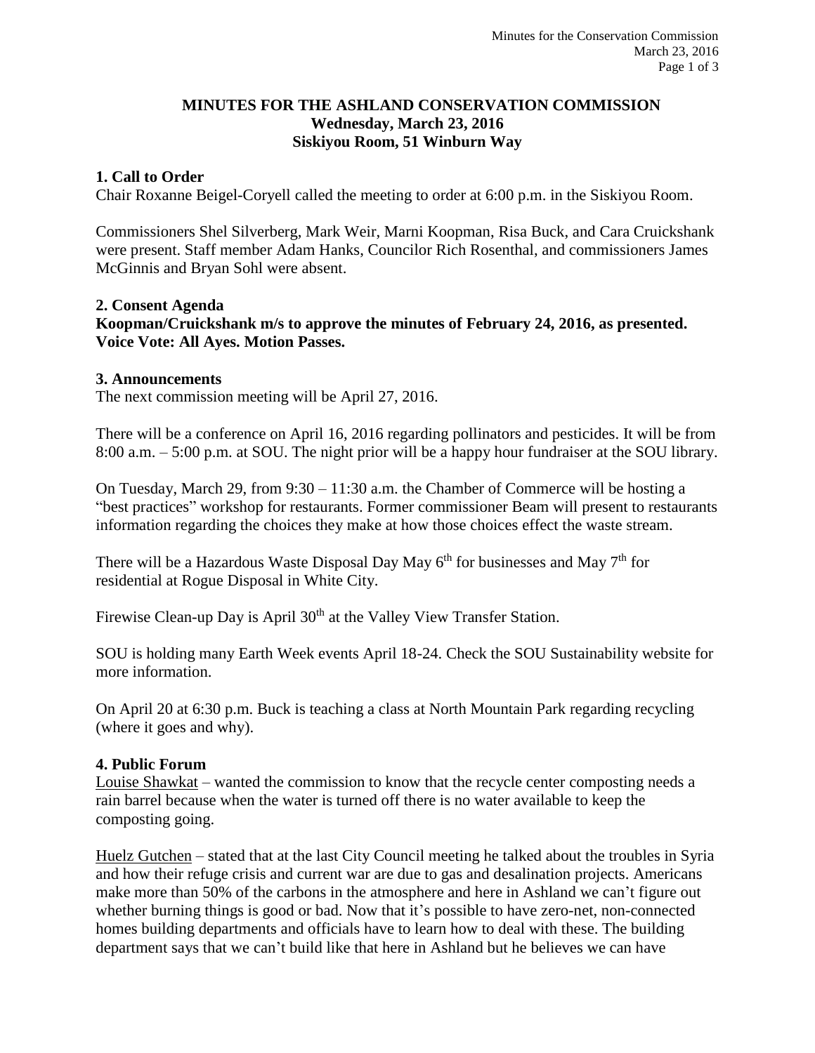# MINUTES FOR THE ASHLAND CONSERVATION COMMISSION
**Wednesday, March 23, 2016**
**Siskiyou Room, 51 Winburn Way**

## 1. Call to Order

Chair Roxanne Beigel-Coryell called the meeting to order at 6:00 p.m. in the Siskiyou Room.

Commissioners Shel Silverberg, Mark Weir, Marni Koopman, Risa Buck, and Cara Cruickshank were present. Staff member Adam Hanks, Councilor Rich Rosenthal, and commissioners James McGinnis and Bryan Sohl were absent.

## 2. Consent Agenda

**Koopman/Cruickshank m/s to approve the minutes of February 24, 2016, as presented. Voice Vote: All Ayes. Motion Passes.**

## 3. Announcements

The next commission meeting will be April 27, 2016.

There will be a conference on April 16, 2016 regarding pollinators and pesticides. It will be from 8:00 a.m. – 5:00 p.m. at SOU. The night prior will be a happy hour fundraiser at the SOU library.

On Tuesday, March 29, from 9:30 – 11:30 a.m. the Chamber of Commerce will be hosting a "best practices" workshop for restaurants. Former commissioner Beam will present to restaurants information regarding the choices they make at how those choices effect the waste stream.

There will be a Hazardous Waste Disposal Day May 6th for businesses and May 7th for residential at Rogue Disposal in White City.

Firewise Clean-up Day is April 30th at the Valley View Transfer Station.

SOU is holding many Earth Week events April 18-24. Check the SOU Sustainability website for more information.

On April 20 at 6:30 p.m. Buck is teaching a class at North Mountain Park regarding recycling (where it goes and why).

## 4. Public Forum

Louise Shawkat – wanted the commission to know that the recycle center composting needs a rain barrel because when the water is turned off there is no water available to keep the composting going.

Huelz Gutchen – stated that at the last City Council meeting he talked about the troubles in Syria and how their refuge crisis and current war are due to gas and desalination projects. Americans make more than 50% of the carbons in the atmosphere and here in Ashland we can't figure out whether burning things is good or bad. Now that it's possible to have zero-net, non-connected homes building departments and officials have to learn how to deal with these. The building department says that we can't build like that here in Ashland but he believes we can have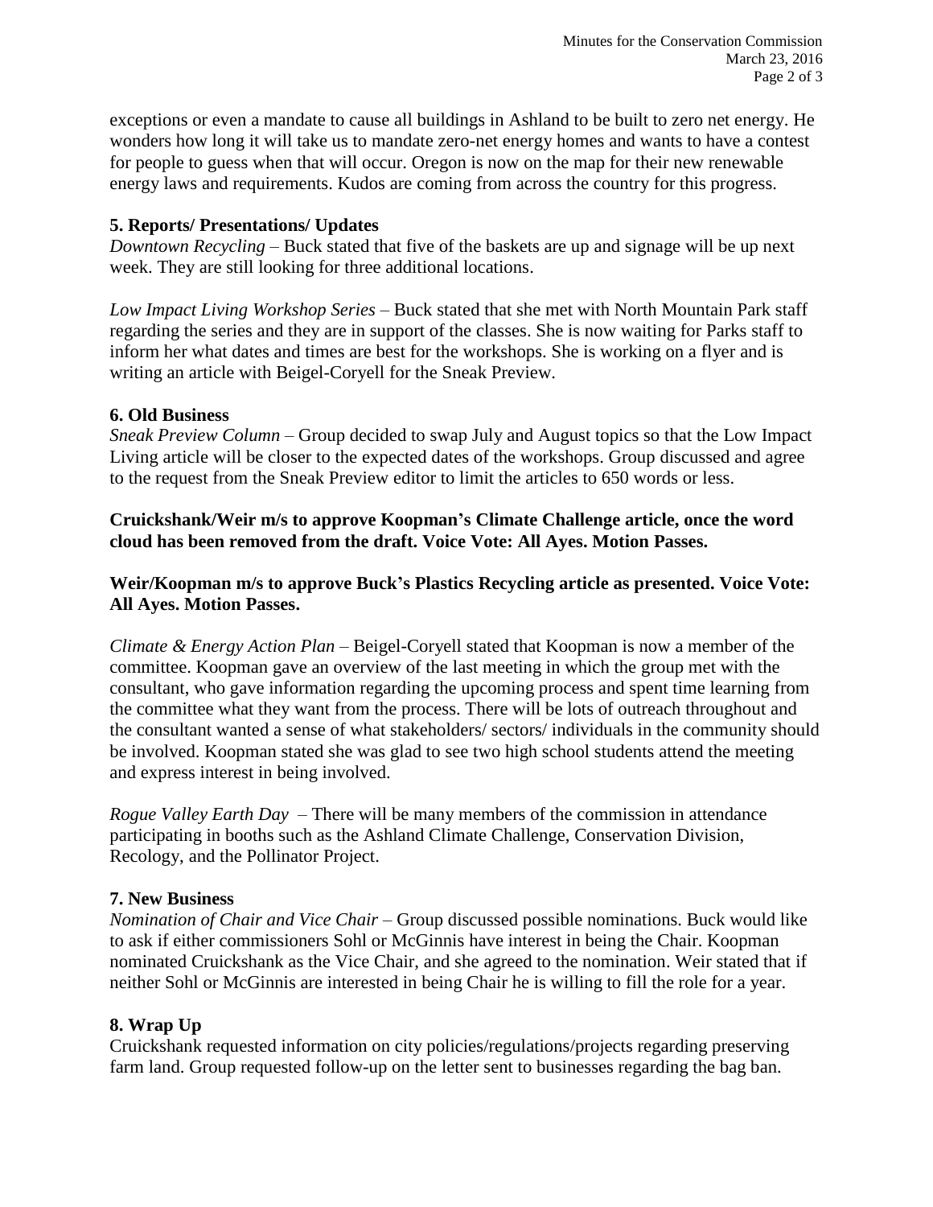exceptions or even a mandate to cause all buildings in Ashland to be built to zero net energy. He wonders how long it will take us to mandate zero-net energy homes and wants to have a contest for people to guess when that will occur. Oregon is now on the map for their new renewable energy laws and requirements. Kudos are coming from across the country for this progress.

## 5. Reports/ Presentations/ Updates

*Downtown Recycling* – Buck stated that five of the baskets are up and signage will be up next week. They are still looking for three additional locations.

*Low Impact Living Workshop Series* – Buck stated that she met with North Mountain Park staff regarding the series and they are in support of the classes. She is now waiting for Parks staff to inform her what dates and times are best for the workshops. She is working on a flyer and is writing an article with Beigel-Coryell for the Sneak Preview.

## 6. Old Business

*Sneak Preview Column* – Group decided to swap July and August topics so that the Low Impact Living article will be closer to the expected dates of the workshops. Group discussed and agree to the request from the Sneak Preview editor to limit the articles to 650 words or less.

**Cruickshank/Weir m/s to approve Koopman's Climate Challenge article, once the word cloud has been removed from the draft. Voice Vote: All Ayes. Motion Passes.**

**Weir/Koopman m/s to approve Buck's Plastics Recycling article as presented. Voice Vote: All Ayes. Motion Passes.**

*Climate & Energy Action Plan* – Beigel-Coryell stated that Koopman is now a member of the committee. Koopman gave an overview of the last meeting in which the group met with the consultant, who gave information regarding the upcoming process and spent time learning from the committee what they want from the process. There will be lots of outreach throughout and the consultant wanted a sense of what stakeholders/ sectors/ individuals in the community should be involved. Koopman stated she was glad to see two high school students attend the meeting and express interest in being involved.

*Rogue Valley Earth Day* – There will be many members of the commission in attendance participating in booths such as the Ashland Climate Challenge, Conservation Division, Recology, and the Pollinator Project.

## 7. New Business

*Nomination of Chair and Vice Chair* – Group discussed possible nominations. Buck would like to ask if either commissioners Sohl or McGinnis have interest in being the Chair. Koopman nominated Cruickshank as the Vice Chair, and she agreed to the nomination. Weir stated that if neither Sohl or McGinnis are interested in being Chair he is willing to fill the role for a year.

## 8. Wrap Up

Cruickshank requested information on city policies/regulations/projects regarding preserving farm land. Group requested follow-up on the letter sent to businesses regarding the bag ban.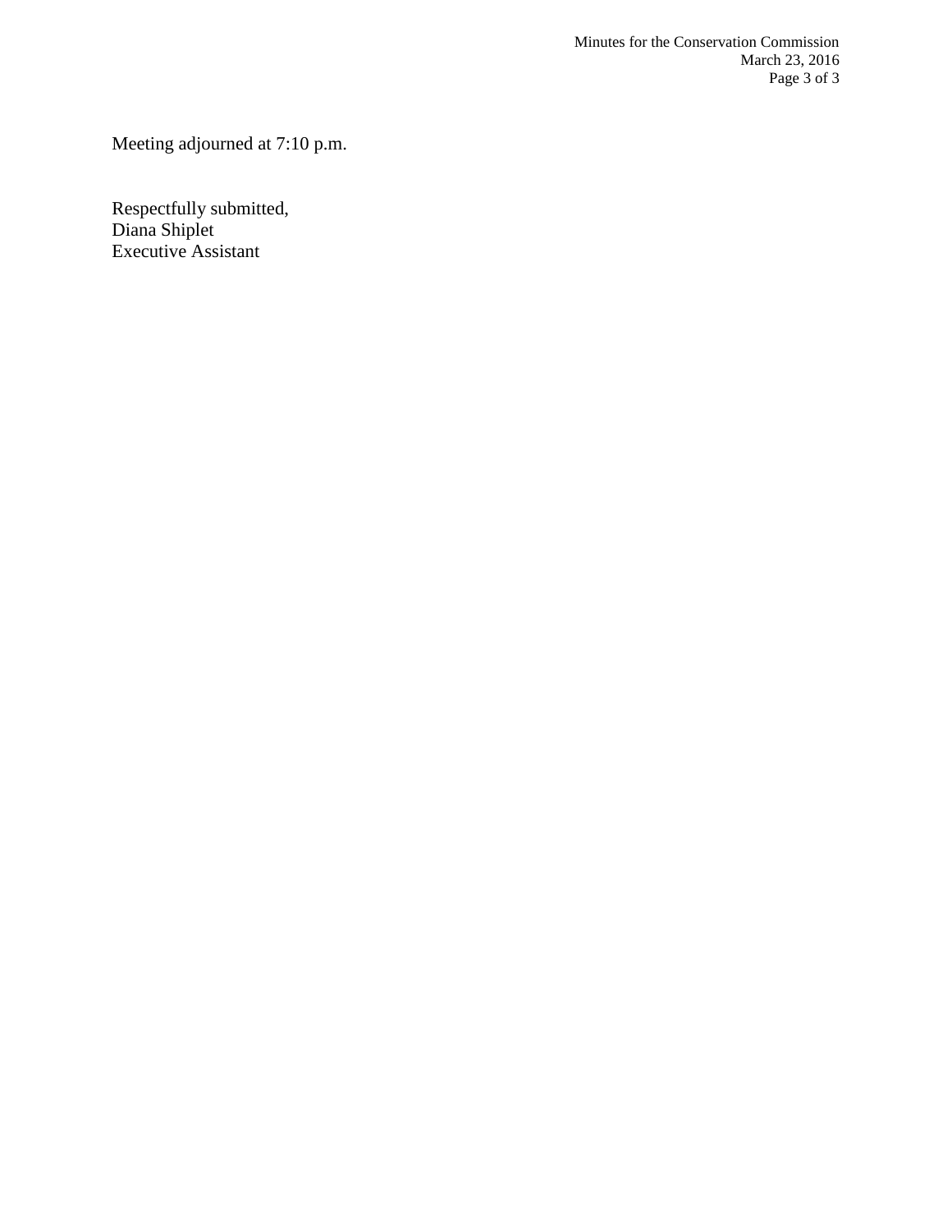Meeting adjourned at 7:10 p.m.

Respectfully submitted,  
Diana Shiplet  
Executive Assistant